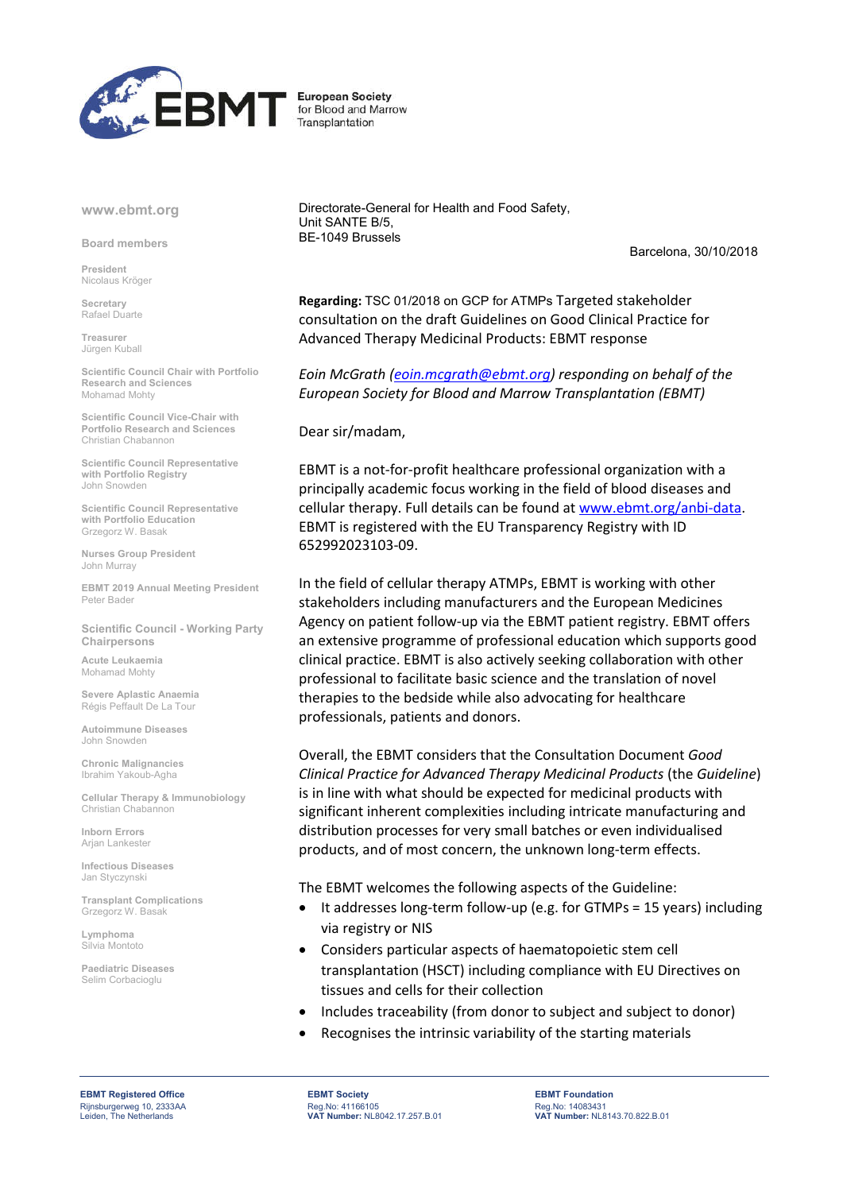**European Society** for Blood and Marrow Transplantation

www.ebmt.org

**Board members**

**President**
Nicolaus Kröger

**Secretary**
Rafael Duarte

**Treasurer**
Jürgen Kuball

**Scientific Council Chair with Portfolio Research and Sciences**
Mohamad Mohty

**Scientific Council Vice-Chair with Portfolio Research and Sciences**
Christian Chabannon

**Scientific Council Representative with Portfolio Registry**
John Snowden

**Scientific Council Representative with Portfolio Education**
Grzegorz W. Basak

**Nurses Group President**
John Murray

**EBMT 2019 Annual Meeting President**
Peter Bader

**Scientific Council - Working Party Chairpersons**

**Acute Leukaemia**
Mohamad Mohty

**Severe Aplastic Anaemia**
Régis Peffault De La Tour

**Autoimmune Diseases**
John Snowden

**Chronic Malignancies**
Ibrahim Yakoub-Agha

**Cellular Therapy & Immunobiology**
Christian Chabannon

**Inborn Errors**
Arjan Lankester

**Infectious Diseases**
Jan Styczynski

**Transplant Complications**
Grzegorz W. Basak

**Lymphoma**
Silvia Montoto

**Paediatric Diseases**
Selim Corbacioglu

Directorate-General for Health and Food Safety,
Unit SANTE B/5,
BE-1049 Brussels

Barcelona, 30/10/2018

**Regarding:** TSC 01/2018 on GCP for ATMPs Targeted stakeholder consultation on the draft Guidelines on Good Clinical Practice for Advanced Therapy Medicinal Products: EBMT response

*Eoin McGrath (eoin.mcgrath@ebmt.org) responding on behalf of the European Society for Blood and Marrow Transplantation (EBMT)*

Dear sir/madam,

EBMT is a not-for-profit healthcare professional organization with a principally academic focus working in the field of blood diseases and cellular therapy. Full details can be found at www.ebmt.org/anbi-data. EBMT is registered with the EU Transparency Registry with ID 652992023103-09.

In the field of cellular therapy ATMPs, EBMT is working with other stakeholders including manufacturers and the European Medicines Agency on patient follow-up via the EBMT patient registry. EBMT offers an extensive programme of professional education which supports good clinical practice. EBMT is also actively seeking collaboration with other professional to facilitate basic science and the translation of novel therapies to the bedside while also advocating for healthcare professionals, patients and donors.

Overall, the EBMT considers that the Consultation Document *Good Clinical Practice for Advanced Therapy Medicinal Products* (the *Guideline*) is in line with what should be expected for medicinal products with significant inherent complexities including intricate manufacturing and distribution processes for very small batches or even individualised products, and of most concern, the unknown long-term effects.

The EBMT welcomes the following aspects of the Guideline:

- It addresses long-term follow-up (e.g. for GTMPs = 15 years) including via registry or NIS
- Considers particular aspects of haematopoietic stem cell transplantation (HSCT) including compliance with EU Directives on tissues and cells for their collection
- Includes traceability (from donor to subject and subject to donor)
- Recognises the intrinsic variability of the starting materials

**EBMT Registered Office**
Rijnsburgerweg 10, 2333AA
Leiden, The Netherlands

**EBMT Society**
Reg.No: 41166105
**VAT Number:** NL8042.17.257.B.01

**EBMT Foundation**
Reg.No: 14083431
**VAT Number:** NL8143.70.822.B.01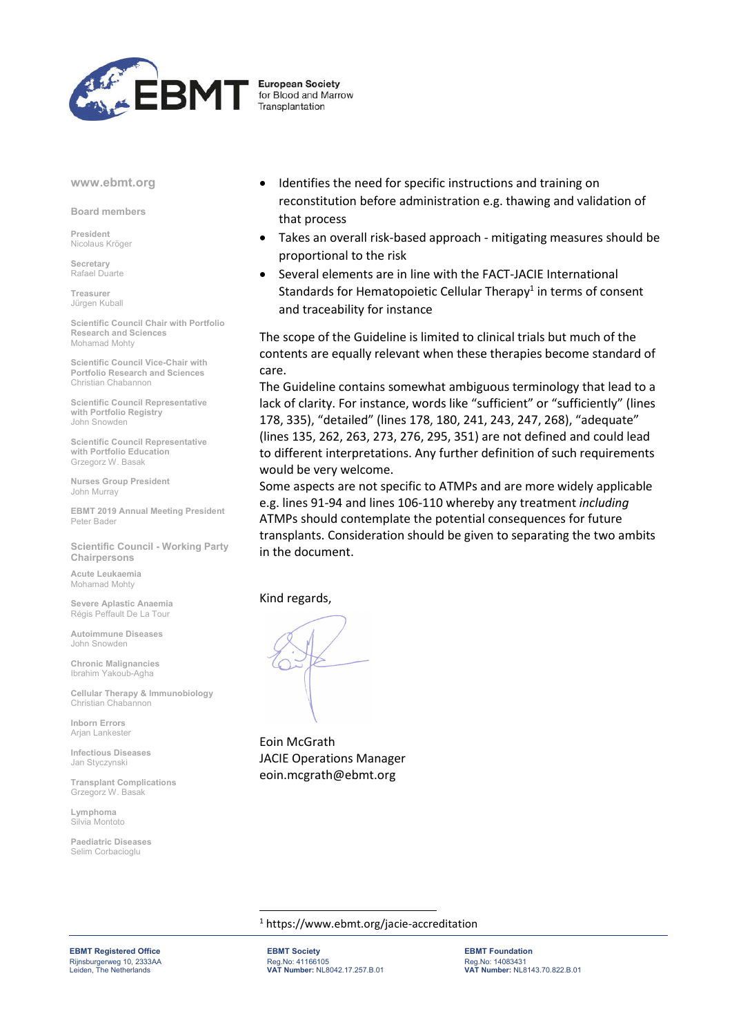www.ebmt.org

Board members

President
Nicolaus Kröger

Secretary
Rafael Duarte

Treasurer
Jürgen Kuball

Scientific Council Chair with Portfolio Research and Sciences
Mohamad Mohty

Scientific Council Vice-Chair with Portfolio Research and Sciences
Christian Chabannon

Scientific Council Representative with Portfolio Registry
John Snowden

Scientific Council Representative with Portfolio Education
Grzegorz W. Basak

Nurses Group President
John Murray

EBMT 2019 Annual Meeting President
Peter Bader

Scientific Council - Working Party Chairpersons

Acute Leukaemia
Mohamad Mohty

Severe Aplastic Anaemia
Régis Peffault De La Tour

Autoimmune Diseases
John Snowden

Chronic Malignancies
Ibrahim Yakoub-Agha

Cellular Therapy & Immunobiology
Christian Chabannon

Inborn Errors
Arjan Lankester

Infectious Diseases
Jan Styczynski

Transplant Complications
Grzegorz W. Basak

Lymphoma
Silvia Montoto

Paediatric Diseases
Selim Corbacioglu

- Identifies the need for specific instructions and training on reconstitution before administration e.g. thawing and validation of that process
- Takes an overall risk-based approach - mitigating measures should be proportional to the risk
- Several elements are in line with the FACT-JACIE International Standards for Hematopoietic Cellular Therapy[1] in terms of consent and traceability for instance

The scope of the Guideline is limited to clinical trials but much of the contents are equally relevant when these therapies become standard of care.

The Guideline contains somewhat ambiguous terminology that lead to a lack of clarity. For instance, words like "sufficient" or "sufficiently" (lines 178, 335), "detailed" (lines 178, 180, 241, 243, 247, 268), "adequate" (lines 135, 262, 263, 273, 276, 295, 351) are not defined and could lead to different interpretations. Any further definition of such requirements would be very welcome.

Some aspects are not specific to ATMPs and are more widely applicable e.g. lines 91-94 and lines 106-110 whereby any treatment *including* ATMPs should contemplate the potential consequences for future transplants. Consideration should be given to separating the two ambits in the document.

Kind regards,

Eoin McGrath
JACIE Operations Manager
eoin.mcgrath@ebmt.org

[1] https://www.ebmt.org/jacie-accreditation

**EBMT Registered Office**
Rijnsburgerweg 10, 2333AA
Leiden, The Netherlands

**EBMT Society**
Reg.No: 41166105
**VAT Number:** NL8042.17.257.B.01

**EBMT Foundation**
Reg.No: 14083431
**VAT Number:** NL8143.70.822.B.01